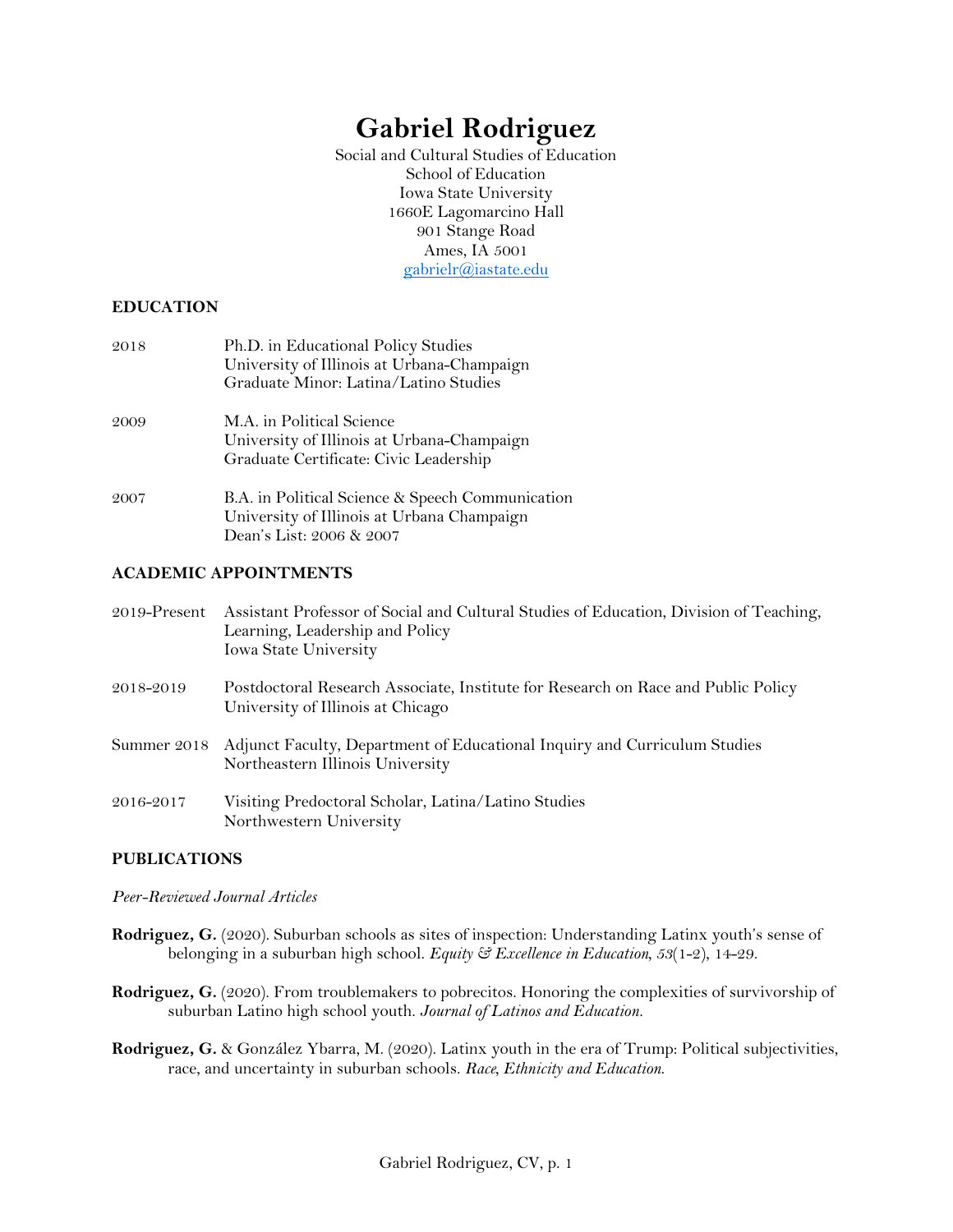# Gabriel Rodriguez

Social and Cultural Studies of Education
School of Education
Iowa State University
1660E Lagomarcino Hall
901 Stange Road
Ames, IA 5001
gabrielr@iastate.edu

## EDUCATION

2018 — Ph.D. in Educational Policy Studies
University of Illinois at Urbana-Champaign
Graduate Minor: Latina/Latino Studies

2009 — M.A. in Political Science
University of Illinois at Urbana-Champaign
Graduate Certificate: Civic Leadership

2007 — B.A. in Political Science & Speech Communication
University of Illinois at Urbana Champaign
Dean's List: 2006 & 2007

## ACADEMIC APPOINTMENTS

2019-Present — Assistant Professor of Social and Cultural Studies of Education, Division of Teaching, Learning, Leadership and Policy
Iowa State University

2018-2019 — Postdoctoral Research Associate, Institute for Research on Race and Public Policy
University of Illinois at Chicago

Summer 2018 — Adjunct Faculty, Department of Educational Inquiry and Curriculum Studies
Northeastern Illinois University

2016-2017 — Visiting Predoctoral Scholar, Latina/Latino Studies
Northwestern University

## PUBLICATIONS

*Peer-Reviewed Journal Articles*

**Rodriguez, G.** (2020). Suburban schools as sites of inspection: Understanding Latinx youth's sense of belonging in a suburban high school. *Equity & Excellence in Education, 53*(1-2), 14-29.

**Rodriguez, G.** (2020). From troublemakers to pobrecitos. Honoring the complexities of survivorship of suburban Latino high school youth. *Journal of Latinos and Education.*

**Rodriguez, G.** & González Ybarra, M. (2020). Latinx youth in the era of Trump: Political subjectivities, race, and uncertainty in suburban schools. *Race, Ethnicity and Education.*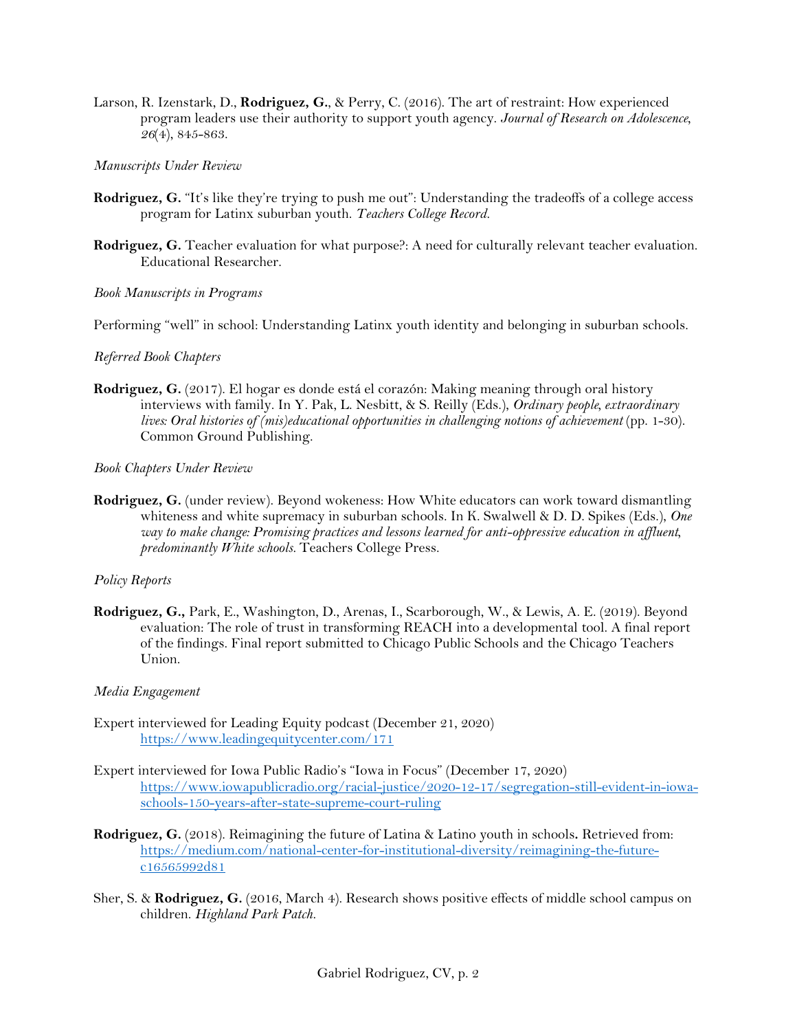Larson, R. Izenstark, D., **Rodriguez, G.**, & Perry, C. (2016). The art of restraint: How experienced program leaders use their authority to support youth agency. *Journal of Research on Adolescence*, *26*(4), 845-863.

*Manuscripts Under Review*

**Rodriguez, G.** "It's like they're trying to push me out": Understanding the tradeoffs of a college access program for Latinx suburban youth. *Teachers College Record*.

**Rodriguez, G.** Teacher evaluation for what purpose?: A need for culturally relevant teacher evaluation. Educational Researcher.

*Book Manuscripts in Programs*

Performing "well" in school: Understanding Latinx youth identity and belonging in suburban schools.

*Referred Book Chapters*

**Rodriguez, G.** (2017). El hogar es donde está el corazón: Making meaning through oral history interviews with family. In Y. Pak, L. Nesbitt, & S. Reilly (Eds.), *Ordinary people, extraordinary lives: Oral histories of (mis)educational opportunities in challenging notions of achievement* (pp. 1-30). Common Ground Publishing.

*Book Chapters Under Review*

**Rodriguez, G.** (under review). Beyond wokeness: How White educators can work toward dismantling whiteness and white supremacy in suburban schools. In K. Swalwell & D. D. Spikes (Eds.), *One way to make change: Promising practices and lessons learned for anti-oppressive education in affluent, predominantly White schools.* Teachers College Press.

*Policy Reports*

**Rodriguez, G.,** Park, E., Washington, D., Arenas, I., Scarborough, W., & Lewis, A. E. (2019). Beyond evaluation: The role of trust in transforming REACH into a developmental tool. A final report of the findings. Final report submitted to Chicago Public Schools and the Chicago Teachers Union.

*Media Engagement*

Expert interviewed for Leading Equity podcast (December 21, 2020) https://www.leadingequitycenter.com/171

Expert interviewed for Iowa Public Radio's "Iowa in Focus" (December 17, 2020) https://www.iowapublicradio.org/racial-justice/2020-12-17/segregation-still-evident-in-iowa-schools-150-years-after-state-supreme-court-ruling

**Rodriguez, G.** (2018). Reimagining the future of Latina & Latino youth in schools**.** Retrieved from: https://medium.com/national-center-for-institutional-diversity/reimagining-the-future-c16565992d81

Sher, S. & **Rodriguez, G.** (2016, March 4). Research shows positive effects of middle school campus on children. *Highland Park Patch.*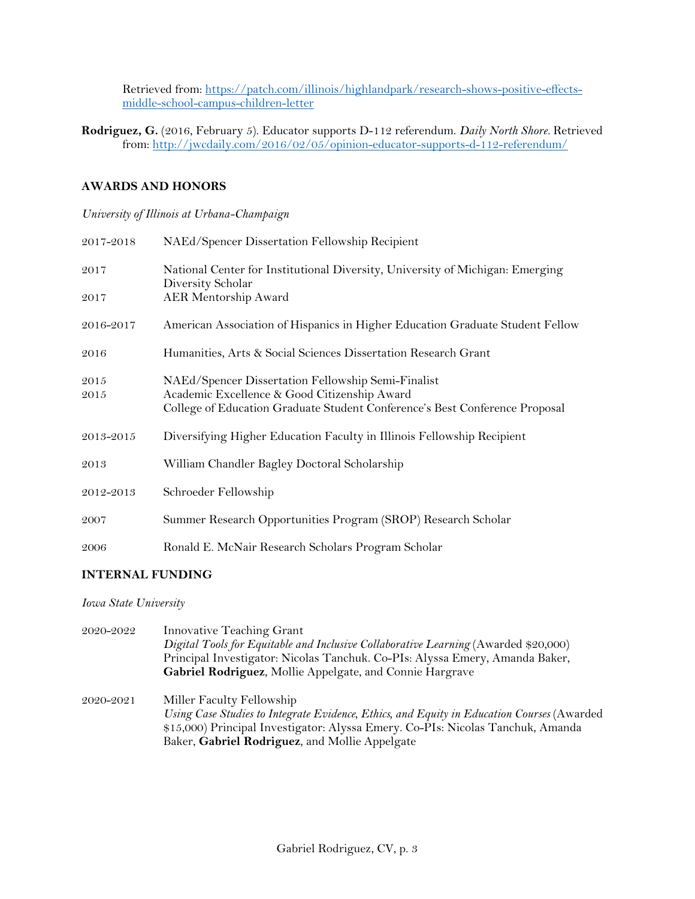Retrieved from: https://patch.com/illinois/highlandpark/research-shows-positive-effects-middle-school-campus-children-letter

**Rodriguez, G.** (2016, February 5). Educator supports D-112 referendum. *Daily North Shore*. Retrieved from: http://jwcdaily.com/2016/02/05/opinion-educator-supports-d-112-referendum/

## AWARDS AND HONORS

*University of Illinois at Urbana-Champaign*

2017-2018 NAEd/Spencer Dissertation Fellowship Recipient

2017 National Center for Institutional Diversity, University of Michigan: Emerging Diversity Scholar

2017 AER Mentorship Award

2016-2017 American Association of Hispanics in Higher Education Graduate Student Fellow

2016 Humanities, Arts & Social Sciences Dissertation Research Grant

2015 NAEd/Spencer Dissertation Fellowship Semi-Finalist

2015 Academic Excellence & Good Citizenship Award
College of Education Graduate Student Conference's Best Conference Proposal

2013-2015 Diversifying Higher Education Faculty in Illinois Fellowship Recipient

2013 William Chandler Bagley Doctoral Scholarship

2012-2013 Schroeder Fellowship

2007 Summer Research Opportunities Program (SROP) Research Scholar

2006 Ronald E. McNair Research Scholars Program Scholar

## INTERNAL FUNDING

*Iowa State University*

2020-2022 Innovative Teaching Grant
*Digital Tools for Equitable and Inclusive Collaborative Learning* (Awarded $20,000) Principal Investigator: Nicolas Tanchuk. Co-PIs: Alyssa Emery, Amanda Baker, **Gabriel Rodriguez**, Mollie Appelgate, and Connie Hargrave

2020-2021 Miller Faculty Fellowship
*Using Case Studies to Integrate Evidence, Ethics, and Equity in Education Courses* (Awarded $15,000) Principal Investigator: Alyssa Emery. Co-PIs: Nicolas Tanchuk, Amanda Baker, **Gabriel Rodriguez**, and Mollie Appelgate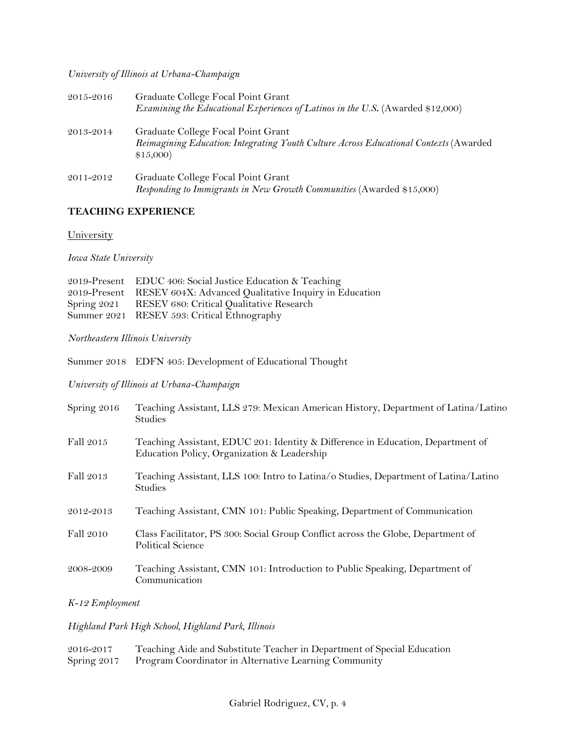*University of Illinois at Urbana-Champaign*

2015-2016 Graduate College Focal Point Grant
*Examining the Educational Experiences of Latinos in the U.S.* (Awarded $12,000)

2013-2014 Graduate College Focal Point Grant
*Reimagining Education: Integrating Youth Culture Across Educational Contexts* (Awarded $15,000)

2011-2012 Graduate College Focal Point Grant
*Responding to Immigrants in New Growth Communities* (Awarded $15,000)

## TEACHING EXPERIENCE

<u>University</u>

*Iowa State University*

2019-Present EDUC 406: Social Justice Education & Teaching
2019-Present RESEV 604X: Advanced Qualitative Inquiry in Education
Spring 2021 RESEV 680: Critical Qualitative Research
Summer 2021 RESEV 593: Critical Ethnography

*Northeastern Illinois University*

Summer 2018 EDFN 405: Development of Educational Thought

*University of Illinois at Urbana-Champaign*

Spring 2016 Teaching Assistant, LLS 279: Mexican American History, Department of Latina/Latino Studies

Fall 2015 Teaching Assistant, EDUC 201: Identity & Difference in Education, Department of Education Policy, Organization & Leadership

Fall 2013 Teaching Assistant, LLS 100: Intro to Latina/o Studies, Department of Latina/Latino Studies

2012-2013 Teaching Assistant, CMN 101: Public Speaking, Department of Communication

Fall 2010 Class Facilitator, PS 300: Social Group Conflict across the Globe, Department of Political Science

2008-2009 Teaching Assistant, CMN 101: Introduction to Public Speaking, Department of Communication

*K-12 Employment*

*Highland Park High School, Highland Park, Illinois*

2016-2017 Teaching Aide and Substitute Teacher in Department of Special Education
Spring 2017 Program Coordinator in Alternative Learning Community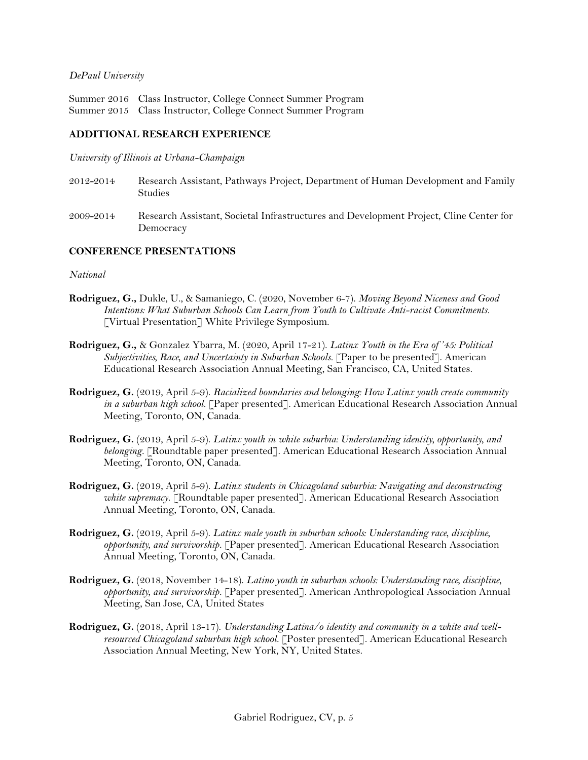*DePaul University*

Summer 2016 Class Instructor, College Connect Summer Program
Summer 2015 Class Instructor, College Connect Summer Program

## ADDITIONAL RESEARCH EXPERIENCE

*University of Illinois at Urbana-Champaign*

2012-2014 Research Assistant, Pathways Project, Department of Human Development and Family Studies

2009-2014 Research Assistant, Societal Infrastructures and Development Project, Cline Center for Democracy

## CONFERENCE PRESENTATIONS

*National*

**Rodriguez, G.,** Dukle, U., & Samaniego, C. (2020, November 6-7). *Moving Beyond Niceness and Good Intentions: What Suburban Schools Can Learn from Youth to Cultivate Anti-racist Commitments.* [Virtual Presentation] White Privilege Symposium.

**Rodriguez, G.,** & Gonzalez Ybarra, M. (2020, April 17-21). *Latinx Youth in the Era of '45: Political Subjectivities, Race, and Uncertainty in Suburban Schools.* [Paper to be presented]. American Educational Research Association Annual Meeting, San Francisco, CA, United States.

**Rodriguez, G.** (2019, April 5-9). *Racialized boundaries and belonging: How Latinx youth create community in a suburban high school.* [Paper presented]. American Educational Research Association Annual Meeting, Toronto, ON, Canada.

**Rodriguez, G.** (2019, April 5-9). *Latinx youth in white suburbia: Understanding identity, opportunity, and belonging.* [Roundtable paper presented]. American Educational Research Association Annual Meeting, Toronto, ON, Canada.

**Rodriguez, G.** (2019, April 5-9). *Latinx students in Chicagoland suburbia: Navigating and deconstructing white supremacy.* [Roundtable paper presented]. American Educational Research Association Annual Meeting, Toronto, ON, Canada.

**Rodriguez, G.** (2019, April 5-9). *Latinx male youth in suburban schools: Understanding race, discipline, opportunity, and survivorship.* [Paper presented]. American Educational Research Association Annual Meeting, Toronto, ON, Canada.

**Rodriguez, G.** (2018, November 14-18). *Latino youth in suburban schools: Understanding race, discipline, opportunity, and survivorship.* [Paper presented]. American Anthropological Association Annual Meeting, San Jose, CA, United States

**Rodriguez, G.** (2018, April 13-17). *Understanding Latina/o identity and community in a white and well-resourced Chicagoland suburban high school.* [Poster presented]. American Educational Research Association Annual Meeting, New York, NY, United States.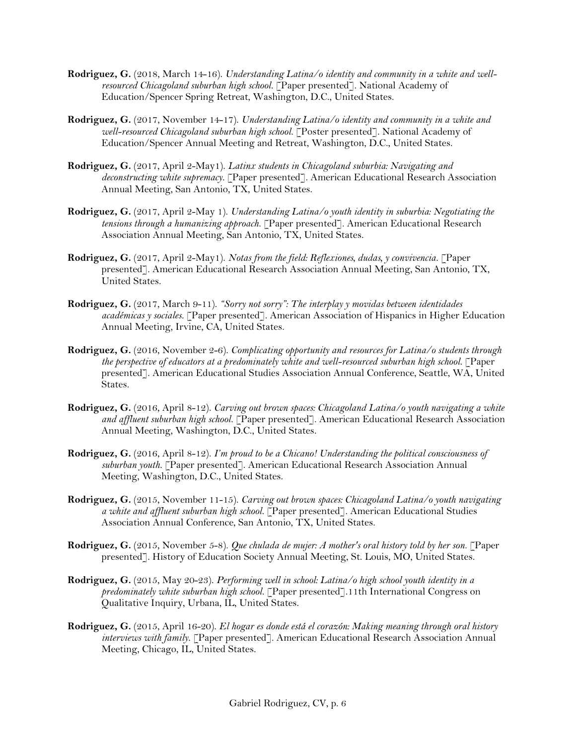**Rodriguez, G.** (2018, March 14-16). *Understanding Latina/o identity and community in a white and well-resourced Chicagoland suburban high school.* [Paper presented]. National Academy of Education/Spencer Spring Retreat, Washington, D.C., United States.

**Rodriguez, G.** (2017, November 14-17). *Understanding Latina/o identity and community in a white and well-resourced Chicagoland suburban high school.* [Poster presented]. National Academy of Education/Spencer Annual Meeting and Retreat, Washington, D.C., United States.

**Rodriguez, G.** (2017, April 2-May1). *Latinx students in Chicagoland suburbia: Navigating and deconstructing white supremacy.* [Paper presented]. American Educational Research Association Annual Meeting, San Antonio, TX, United States.

**Rodriguez, G.** (2017, April 2-May 1). *Understanding Latina/o youth identity in suburbia: Negotiating the tensions through a humanizing approach.* [Paper presented]. American Educational Research Association Annual Meeting, San Antonio, TX, United States.

**Rodriguez, G.** (2017, April 2-May1). *Notas from the field: Reflexiones, dudas, y convivencia*. [Paper presented]. American Educational Research Association Annual Meeting, San Antonio, TX, United States.

**Rodriguez, G.** (2017, March 9-11). *"Sorry not sorry": The interplay y movidas between identidades académicas y sociales.* [Paper presented]. American Association of Hispanics in Higher Education Annual Meeting, Irvine, CA, United States.

**Rodriguez, G.** (2016, November 2-6). *Complicating opportunity and resources for Latina/o students through the perspective of educators at a predominately white and well-resourced suburban high school.* [Paper presented]. American Educational Studies Association Annual Conference, Seattle, WA, United States.

**Rodriguez, G.** (2016, April 8-12). *Carving out brown spaces: Chicagoland Latina/o youth navigating a white and affluent suburban high school.* [Paper presented]. American Educational Research Association Annual Meeting, Washington, D.C., United States.

**Rodriguez, G.** (2016, April 8-12). *I'm proud to be a Chicano! Understanding the political consciousness of suburban youth.* [Paper presented]. American Educational Research Association Annual Meeting, Washington, D.C., United States.

**Rodriguez, G.** (2015, November 11-15). *Carving out brown spaces: Chicagoland Latina/o youth navigating a white and affluent suburban high school.* [Paper presented]. American Educational Studies Association Annual Conference, San Antonio, TX, United States.

**Rodriguez, G.** (2015, November 5-8). *Que chulada de mujer: A mother's oral history told by her son.* [Paper presented]. History of Education Society Annual Meeting, St. Louis, MO, United States.

**Rodriguez, G.** (2015, May 20-23). *Performing well in school: Latina/o high school youth identity in a predominately white suburban high school.* [Paper presented].11th International Congress on Qualitative Inquiry, Urbana, IL, United States.

**Rodriguez, G.** (2015, April 16-20). *El hogar es donde está el corazón: Making meaning through oral history interviews with family.* [Paper presented]. American Educational Research Association Annual Meeting, Chicago, IL, United States.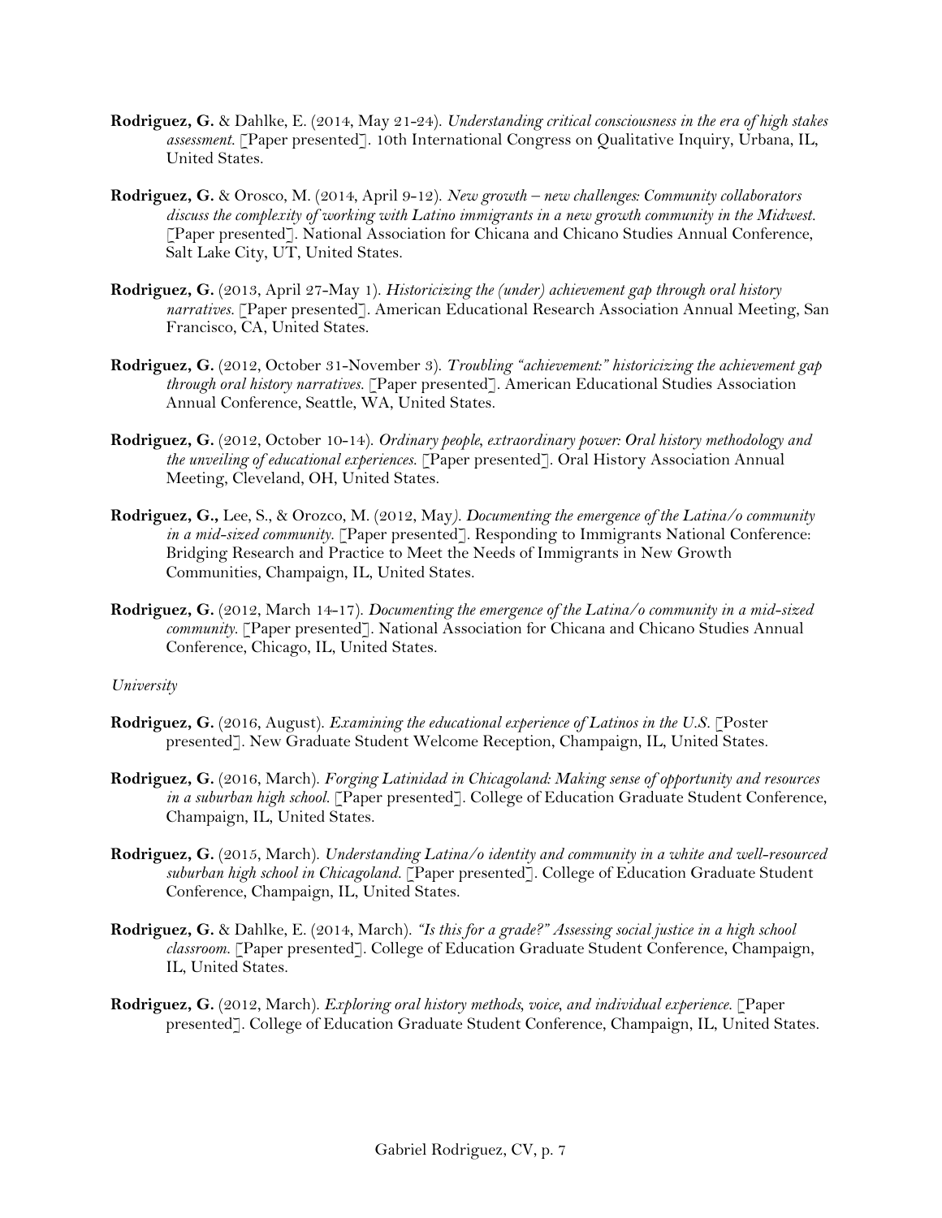**Rodriguez, G.** & Dahlke, E. (2014, May 21-24). *Understanding critical consciousness in the era of high stakes assessment.* [Paper presented]. 10th International Congress on Qualitative Inquiry, Urbana, IL, United States.

**Rodriguez, G.** & Orosco, M. (2014, April 9-12). *New growth – new challenges: Community collaborators discuss the complexity of working with Latino immigrants in a new growth community in the Midwest.* [Paper presented]. National Association for Chicana and Chicano Studies Annual Conference, Salt Lake City, UT, United States.

**Rodriguez, G.** (2013, April 27-May 1). *Historicizing the (under) achievement gap through oral history narratives.* [Paper presented]. American Educational Research Association Annual Meeting, San Francisco, CA, United States.

**Rodriguez, G.** (2012, October 31-November 3). *Troubling "achievement:" historicizing the achievement gap through oral history narratives.* [Paper presented]. American Educational Studies Association Annual Conference, Seattle, WA, United States.

**Rodriguez, G.** (2012, October 10-14). *Ordinary people, extraordinary power: Oral history methodology and the unveiling of educational experiences.* [Paper presented]. Oral History Association Annual Meeting, Cleveland, OH, United States.

**Rodriguez, G.,** Lee, S., & Orozco, M. (2012, May). *Documenting the emergence of the Latina/o community in a mid-sized community.* [Paper presented]. Responding to Immigrants National Conference: Bridging Research and Practice to Meet the Needs of Immigrants in New Growth Communities, Champaign, IL, United States.

**Rodriguez, G.** (2012, March 14-17). *Documenting the emergence of the Latina/o community in a mid-sized community.* [Paper presented]. National Association for Chicana and Chicano Studies Annual Conference, Chicago, IL, United States.

*University*

**Rodriguez, G.** (2016, August). *Examining the educational experience of Latinos in the U.S.* [Poster presented]. New Graduate Student Welcome Reception, Champaign, IL, United States.

**Rodriguez, G.** (2016, March). *Forging Latinidad in Chicagoland: Making sense of opportunity and resources in a suburban high school.* [Paper presented]. College of Education Graduate Student Conference, Champaign, IL, United States.

**Rodriguez, G.** (2015, March). *Understanding Latina/o identity and community in a white and well-resourced suburban high school in Chicagoland.* [Paper presented]. College of Education Graduate Student Conference, Champaign, IL, United States.

**Rodriguez, G.** & Dahlke, E. (2014, March). *"Is this for a grade?" Assessing social justice in a high school classroom.* [Paper presented]. College of Education Graduate Student Conference, Champaign, IL, United States.

**Rodriguez, G.** (2012, March). *Exploring oral history methods, voice, and individual experience.* [Paper presented]. College of Education Graduate Student Conference, Champaign, IL, United States.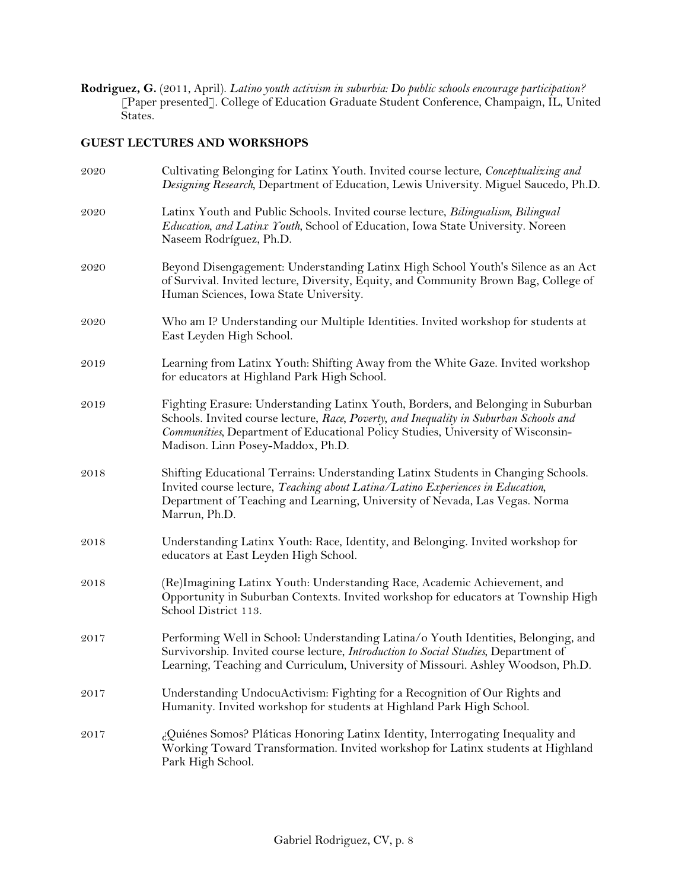**Rodriguez, G.** (2011, April). *Latino youth activism in suburbia: Do public schools encourage participation?* [Paper presented]. College of Education Graduate Student Conference, Champaign, IL, United States.

## GUEST LECTURES AND WORKSHOPS

2020 Cultivating Belonging for Latinx Youth. Invited course lecture, *Conceptualizing and Designing Research*, Department of Education, Lewis University. Miguel Saucedo, Ph.D.

2020 Latinx Youth and Public Schools. Invited course lecture, *Bilingualism, Bilingual Education, and Latinx Youth*, School of Education, Iowa State University. Noreen Naseem Rodríguez, Ph.D.

2020 Beyond Disengagement: Understanding Latinx High School Youth's Silence as an Act of Survival. Invited lecture, Diversity, Equity, and Community Brown Bag, College of Human Sciences, Iowa State University.

2020 Who am I? Understanding our Multiple Identities. Invited workshop for students at East Leyden High School.

2019 Learning from Latinx Youth: Shifting Away from the White Gaze. Invited workshop for educators at Highland Park High School.

2019 Fighting Erasure: Understanding Latinx Youth, Borders, and Belonging in Suburban Schools. Invited course lecture, *Race, Poverty, and Inequality in Suburban Schools and Communities*, Department of Educational Policy Studies, University of Wisconsin-Madison. Linn Posey-Maddox, Ph.D.

2018 Shifting Educational Terrains: Understanding Latinx Students in Changing Schools. Invited course lecture, *Teaching about Latina/Latino Experiences in Education*, Department of Teaching and Learning, University of Nevada, Las Vegas. Norma Marrun, Ph.D.

2018 Understanding Latinx Youth: Race, Identity, and Belonging. Invited workshop for educators at East Leyden High School.

2018 (Re)Imagining Latinx Youth: Understanding Race, Academic Achievement, and Opportunity in Suburban Contexts. Invited workshop for educators at Township High School District 113.

2017 Performing Well in School: Understanding Latina/o Youth Identities, Belonging, and Survivorship. Invited course lecture, *Introduction to Social Studies*, Department of Learning, Teaching and Curriculum, University of Missouri. Ashley Woodson, Ph.D.

2017 Understanding UndocuActivism: Fighting for a Recognition of Our Rights and Humanity. Invited workshop for students at Highland Park High School.

2017 ¿Quiénes Somos? Pláticas Honoring Latinx Identity, Interrogating Inequality and Working Toward Transformation. Invited workshop for Latinx students at Highland Park High School.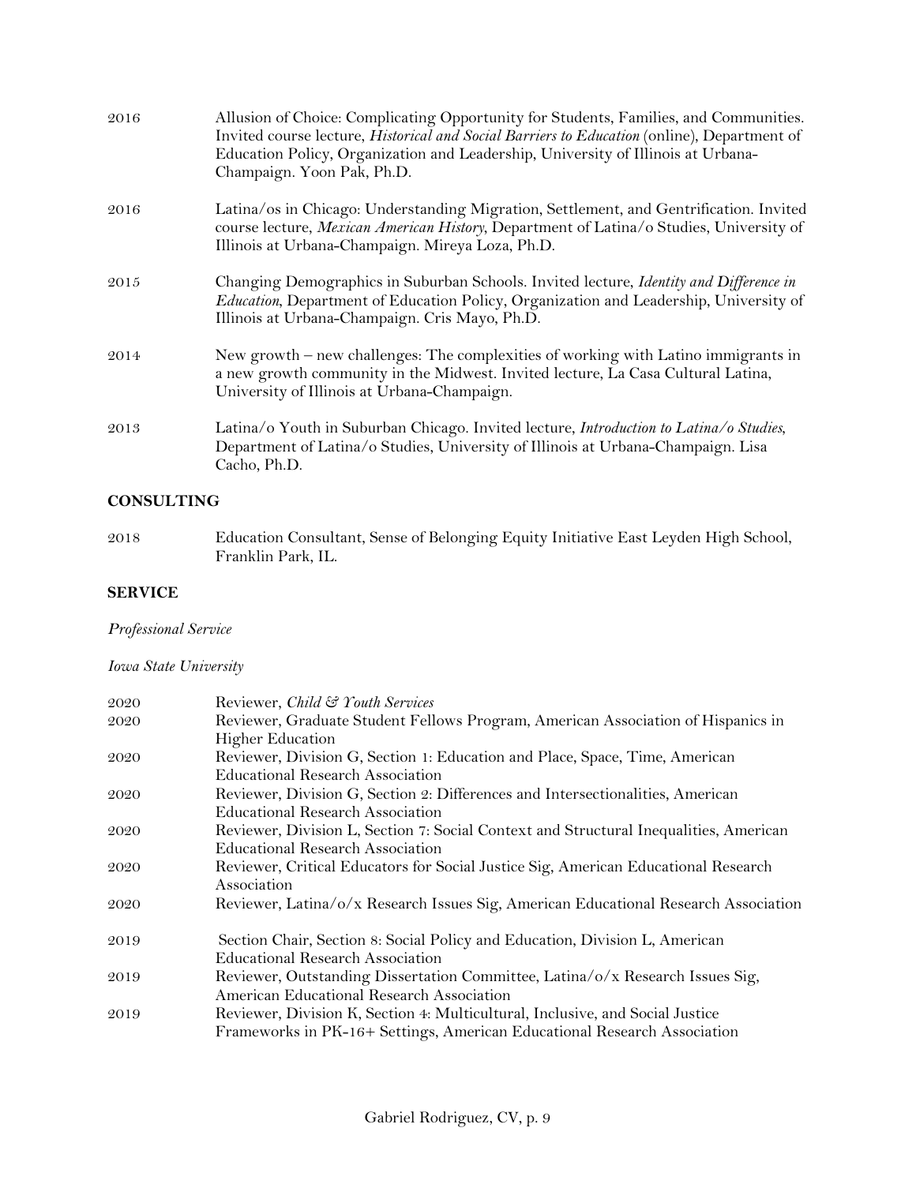2016 Allusion of Choice: Complicating Opportunity for Students, Families, and Communities. Invited course lecture, *Historical and Social Barriers to Education* (online), Department of Education Policy, Organization and Leadership, University of Illinois at Urbana-Champaign. Yoon Pak, Ph.D.

2016 Latina/os in Chicago: Understanding Migration, Settlement, and Gentrification. Invited course lecture, *Mexican American History*, Department of Latina/o Studies, University of Illinois at Urbana-Champaign. Mireya Loza, Ph.D.

2015 Changing Demographics in Suburban Schools. Invited lecture, *Identity and Difference in Education*, Department of Education Policy, Organization and Leadership, University of Illinois at Urbana-Champaign. Cris Mayo, Ph.D.

2014 New growth – new challenges: The complexities of working with Latino immigrants in a new growth community in the Midwest. Invited lecture, La Casa Cultural Latina, University of Illinois at Urbana-Champaign.

2013 Latina/o Youth in Suburban Chicago. Invited lecture, *Introduction to Latina/o Studies*, Department of Latina/o Studies, University of Illinois at Urbana-Champaign. Lisa Cacho, Ph.D.

## CONSULTING

2018 Education Consultant, Sense of Belonging Equity Initiative East Leyden High School, Franklin Park, IL.

## SERVICE

*Professional Service*

*Iowa State University*

2020 Reviewer, *Child & Youth Services*

2020 Reviewer, Graduate Student Fellows Program, American Association of Hispanics in Higher Education

2020 Reviewer, Division G, Section 1: Education and Place, Space, Time, American Educational Research Association

2020 Reviewer, Division G, Section 2: Differences and Intersectionalities, American Educational Research Association

2020 Reviewer, Division L, Section 7: Social Context and Structural Inequalities, American Educational Research Association

2020 Reviewer, Critical Educators for Social Justice Sig, American Educational Research Association

2020 Reviewer, Latina/o/x Research Issues Sig, American Educational Research Association

2019 Section Chair, Section 8: Social Policy and Education, Division L, American Educational Research Association

2019 Reviewer, Outstanding Dissertation Committee, Latina/o/x Research Issues Sig, American Educational Research Association

2019 Reviewer, Division K, Section 4: Multicultural, Inclusive, and Social Justice Frameworks in PK-16+ Settings, American Educational Research Association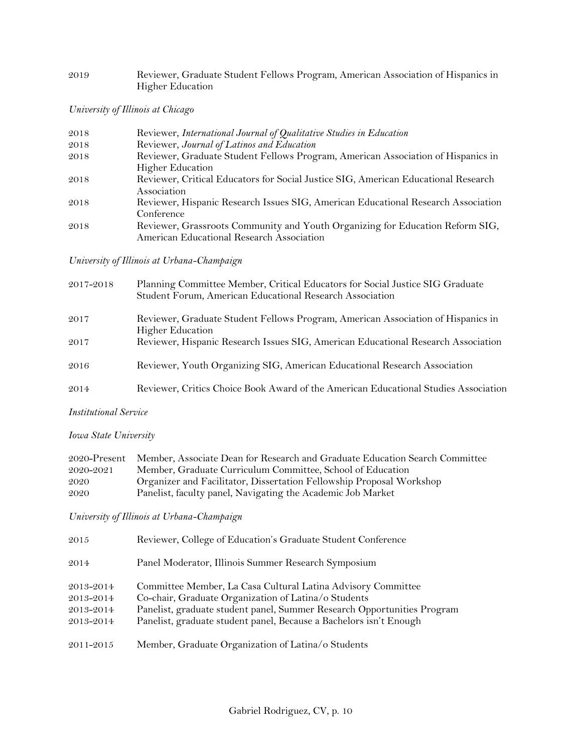2019 Reviewer, Graduate Student Fellows Program, American Association of Hispanics in Higher Education

*University of Illinois at Chicago*

2018 Reviewer, *International Journal of Qualitative Studies in Education*
2018 Reviewer, *Journal of Latinos and Education*
2018 Reviewer, Graduate Student Fellows Program, American Association of Hispanics in Higher Education
2018 Reviewer, Critical Educators for Social Justice SIG, American Educational Research Association
2018 Reviewer, Hispanic Research Issues SIG, American Educational Research Association Conference
2018 Reviewer, Grassroots Community and Youth Organizing for Education Reform SIG, American Educational Research Association

*University of Illinois at Urbana-Champaign*

2017-2018 Planning Committee Member, Critical Educators for Social Justice SIG Graduate Student Forum, American Educational Research Association

2017 Reviewer, Graduate Student Fellows Program, American Association of Hispanics in Higher Education
2017 Reviewer, Hispanic Research Issues SIG, American Educational Research Association

2016 Reviewer, Youth Organizing SIG, American Educational Research Association

2014 Reviewer, Critics Choice Book Award of the American Educational Studies Association

*Institutional Service*

*Iowa State University*

2020-Present Member, Associate Dean for Research and Graduate Education Search Committee
2020-2021 Member, Graduate Curriculum Committee, School of Education
2020 Organizer and Facilitator, Dissertation Fellowship Proposal Workshop
2020 Panelist, faculty panel, Navigating the Academic Job Market

*University of Illinois at Urbana-Champaign*

2015 Reviewer, College of Education's Graduate Student Conference

2014 Panel Moderator, Illinois Summer Research Symposium

2013-2014 Committee Member, La Casa Cultural Latina Advisory Committee
2013-2014 Co-chair, Graduate Organization of Latina/o Students
2013-2014 Panelist, graduate student panel, Summer Research Opportunities Program
2013-2014 Panelist, graduate student panel, Because a Bachelors isn't Enough

2011-2015 Member, Graduate Organization of Latina/o Students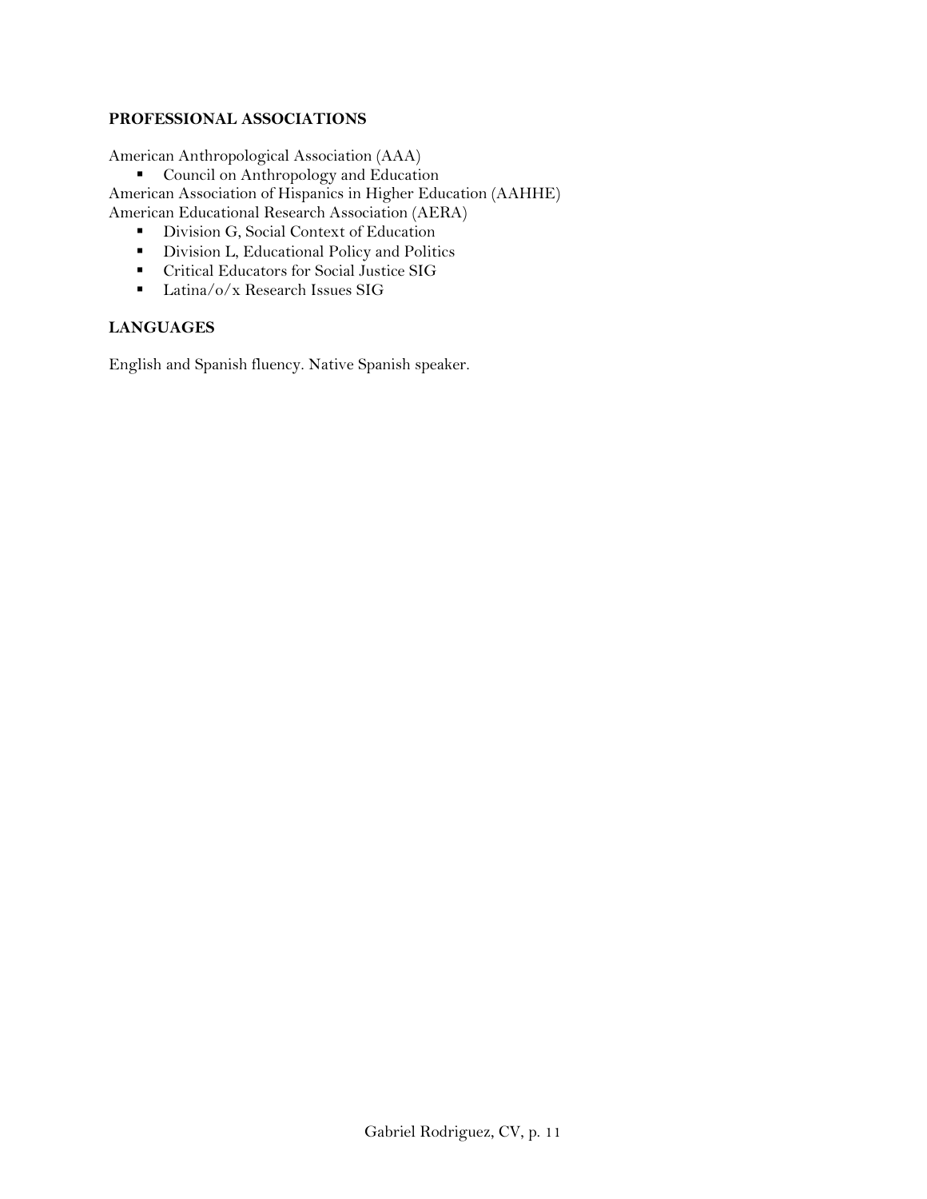**PROFESSIONAL ASSOCIATIONS**

American Anthropological Association (AAA)

- Council on Anthropology and Education

American Association of Hispanics in Higher Education (AAHHE)

American Educational Research Association (AERA)

- Division G, Social Context of Education
- Division L, Educational Policy and Politics
- Critical Educators for Social Justice SIG
- Latina/o/x Research Issues SIG

**LANGUAGES**

English and Spanish fluency. Native Spanish speaker.